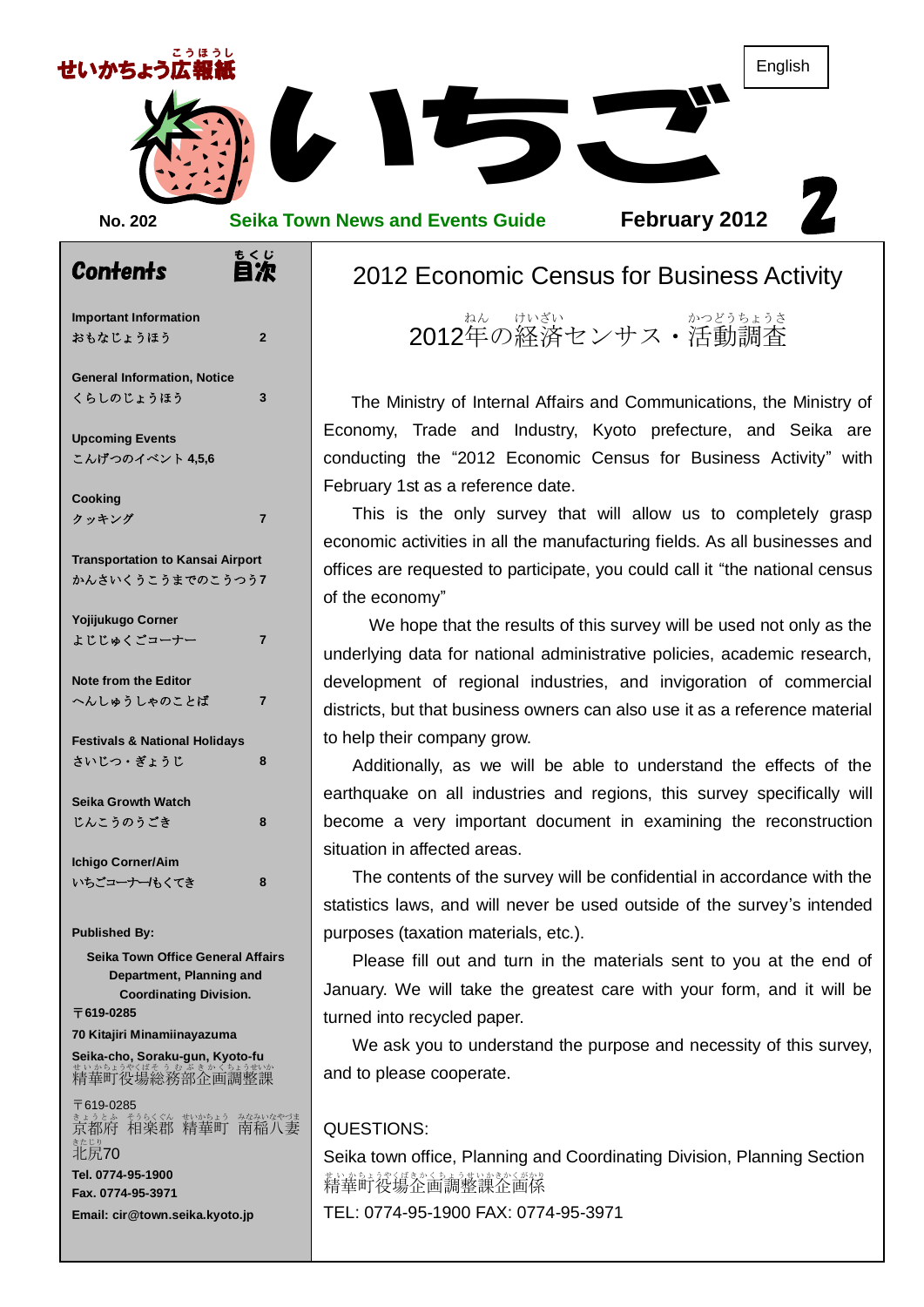せいかちょう広報紙

# いちご

English

**No. 202** **Seika Town News and Events Guide** **February 2012**

## Contents 目次

| | |
|---|---|
| **Important Information** おもなじょうほう | 2 |
| **General Information, Notice** くらしのじょうほう | 3 |
| **Upcoming Events** こんげつのイベント | 4,5,6 |
| **Cooking** クッキング | 7 |
| **Transportation to Kansai Airport** かんさいくうこうまでのこうつう | 7 |
| **Yojijukugo Corner** よじじゅくごコーナー | 7 |
| **Note from the Editor** へんしゅうしゃのことば | 7 |
| **Festivals & National Holidays** さいじつ・ぎょうじ | 8 |
| **Seika Growth Watch** じんこうのうごき | 8 |
| **Ichigo Corner/Aim** いちごコーナー/もくてき | 8 |

**Published By:**

**Seika Town Office General Affairs Department, Planning and Coordinating Division.**
**〒619-0285**
**70 Kitajiri Minamiinayazuma**
**Seika-cho, Soraku-gun, Kyoto-fu**
精華町役場総務部企画調整課

〒619-0285
京都府 相楽郡 精華町 南稲八妻 北尻70
**Tel. 0774-95-1900**
**Fax. 0774-95-3971**
**Email: cir@town.seika.kyoto.jp**

## 2012 Economic Census for Business Activity

### 2012年の経済センサス・活動調査

The Ministry of Internal Affairs and Communications, the Ministry of Economy, Trade and Industry, Kyoto prefecture, and Seika are conducting the “2012 Economic Census for Business Activity” with February 1st as a reference date.

This is the only survey that will allow us to completely grasp economic activities in all the manufacturing fields. As all businesses and offices are requested to participate, you could call it “the national census of the economy”

We hope that the results of this survey will be used not only as the underlying data for national administrative policies, academic research, development of regional industries, and invigoration of commercial districts, but that business owners can also use it as a reference material to help their company grow.

Additionally, as we will be able to understand the effects of the earthquake on all industries and regions, this survey specifically will become a very important document in examining the reconstruction situation in affected areas.

The contents of the survey will be confidential in accordance with the statistics laws, and will never be used outside of the survey’s intended purposes (taxation materials, etc.).

Please fill out and turn in the materials sent to you at the end of January. We will take the greatest care with your form, and it will be turned into recycled paper.

We ask you to understand the purpose and necessity of this survey, and to please cooperate.

QUESTIONS:
Seika town office, Planning and Coordinating Division, Planning Section
精華町役場企画調整課企画係
TEL: 0774-95-1900 FAX: 0774-95-3971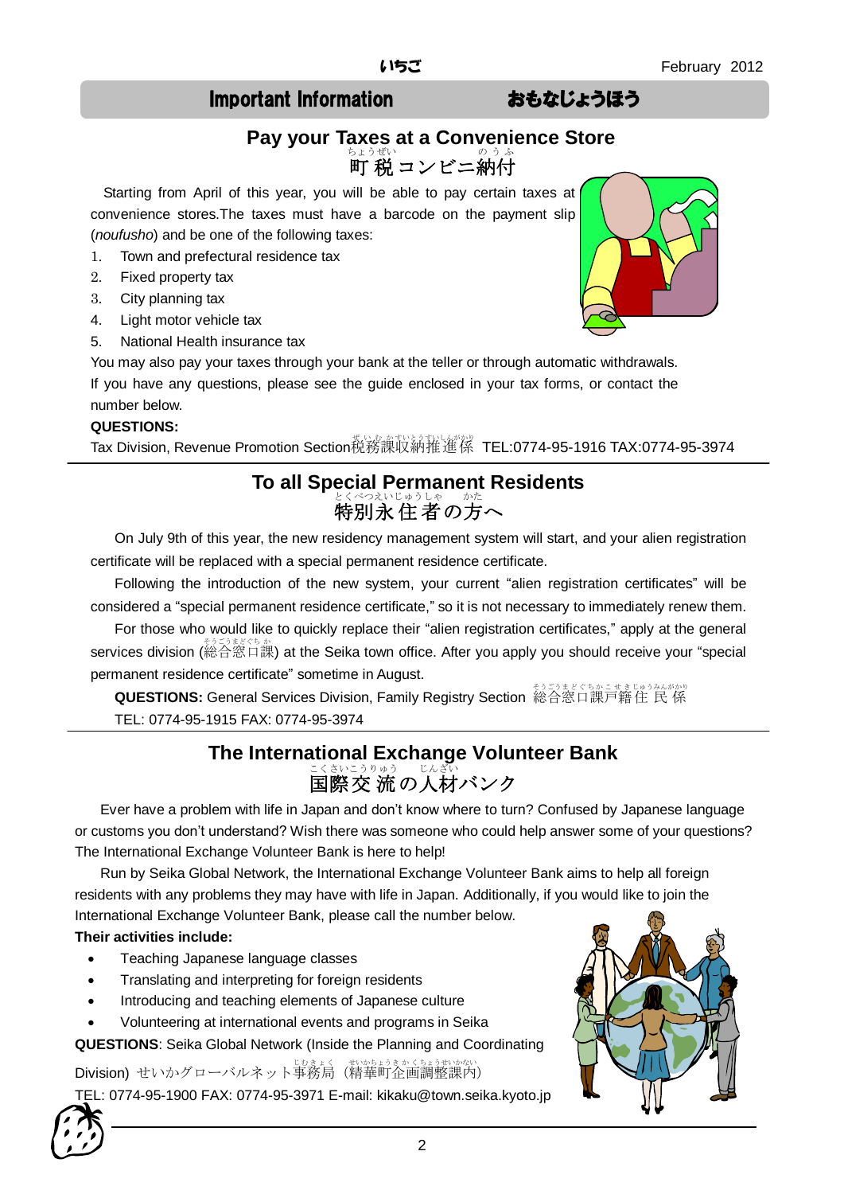## Important Information　おもなじょうほう

### Pay your Taxes at a Convenience Store
### 町税コンビニ納付

Starting from April of this year, you will be able to pay certain taxes at convenience stores.The taxes must have a barcode on the payment slip (*noufusho*) and be one of the following taxes:

1. Town and prefectural residence tax
2. Fixed property tax
3. City planning tax
4. Light motor vehicle tax
5. National Health insurance tax

You may also pay your taxes through your bank at the teller or through automatic withdrawals.

If you have any questions, please see the guide enclosed in your tax forms, or contact the number below.

**QUESTIONS:**

Tax Division, Revenue Promotion Section税務課収納推進係 TEL:0774-95-1916 TAX:0774-95-3974

### To all Special Permanent Residents
### 特別永住者の方へ

On July 9th of this year, the new residency management system will start, and your alien registration certificate will be replaced with a special permanent residence certificate.

Following the introduction of the new system, your current “alien registration certificates” will be considered a “special permanent residence certificate,” so it is not necessary to immediately renew them.

For those who would like to quickly replace their “alien registration certificates,” apply at the general services division (総合窓口課) at the Seika town office. After you apply you should receive your “special permanent residence certificate” sometime in August.

**QUESTIONS:** General Services Division, Family Registry Section 総合窓口課戸籍住民係

TEL: 0774-95-1915 FAX: 0774-95-3974

### The International Exchange Volunteer Bank
### 国際交流の人材バンク

Ever have a problem with life in Japan and don’t know where to turn? Confused by Japanese language or customs you don’t understand? Wish there was someone who could help answer some of your questions? The International Exchange Volunteer Bank is here to help!

Run by Seika Global Network, the International Exchange Volunteer Bank aims to help all foreign residents with any problems they may have with life in Japan. Additionally, if you would like to join the International Exchange Volunteer Bank, please call the number below.

**Their activities include:**

- Teaching Japanese language classes
- Translating and interpreting for foreign residents
- Introducing and teaching elements of Japanese culture
- Volunteering at international events and programs in Seika

**QUESTIONS**: Seika Global Network (Inside the Planning and Coordinating Division) せいかグローバルネット事務局（精華町企画調整課内）

TEL: 0774-95-1900 FAX: 0774-95-3971 E-mail: kikaku@town.seika.kyoto.jp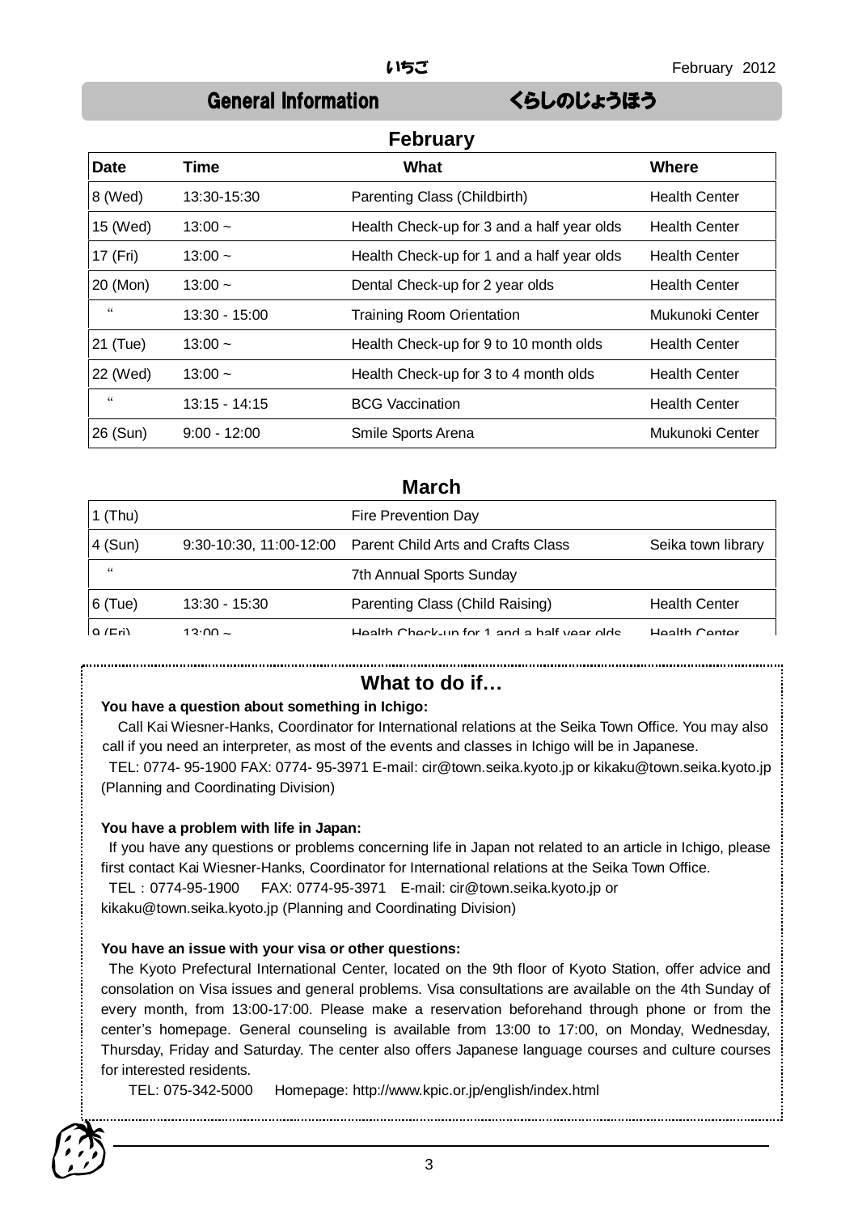## General Information　　くらしのじょうほう

### February

| Date | Time | What | Where |
|---|---|---|---|
| 8 (Wed) | 13:30-15:30 | Parenting Class (Childbirth) | Health Center |
| 15 (Wed) | 13:00 ~ | Health Check-up for 3 and a half year olds | Health Center |
| 17 (Fri) | 13:00 ~ | Health Check-up for 1 and a half year olds | Health Center |
| 20 (Mon) | 13:00 ~ | Dental Check-up for 2 year olds | Health Center |
| “ | 13:30 - 15:00 | Training Room Orientation | Mukunoki Center |
| 21 (Tue) | 13:00 ~ | Health Check-up for 9 to 10 month olds | Health Center |
| 22 (Wed) | 13:00 ~ | Health Check-up for 3 to 4 month olds | Health Center |
| “ | 13:15 - 14:15 | BCG Vaccination | Health Center |
| 26 (Sun) | 9:00 - 12:00 | Smile Sports Arena | Mukunoki Center |

### March

| Date | Time | What | Where |
|---|---|---|---|
| 1 (Thu) | | Fire Prevention Day | |
| 4 (Sun) | 9:30-10:30, 11:00-12:00 | Parent Child Arts and Crafts Class | Seika town library |
| “ | | 7th Annual Sports Sunday | |
| 6 (Tue) | 13:30 - 15:30 | Parenting Class (Child Raising) | Health Center |
| 9 (Fri) | 13:00 ~ | Health Check-up for 1 and a half year olds | Health Center |

## What to do if…

**You have a question about something in Ichigo:**

Call Kai Wiesner-Hanks, Coordinator for International relations at the Seika Town Office. You may also call if you need an interpreter, as most of the events and classes in Ichigo will be in Japanese.

TEL: 0774- 95-1900 FAX: 0774- 95-3971 E-mail: cir@town.seika.kyoto.jp or kikaku@town.seika.kyoto.jp (Planning and Coordinating Division)

**You have a problem with life in Japan:**

If you have any questions or problems concerning life in Japan not related to an article in Ichigo, please first contact Kai Wiesner-Hanks, Coordinator for International relations at the Seika Town Office.

TEL：0774-95-1900　FAX: 0774-95-3971　E-mail: cir@town.seika.kyoto.jp or kikaku@town.seika.kyoto.jp (Planning and Coordinating Division)

**You have an issue with your visa or other questions:**

The Kyoto Prefectural International Center, located on the 9th floor of Kyoto Station, offer advice and consolation on Visa issues and general problems. Visa consultations are available on the 4th Sunday of every month, from 13:00-17:00. Please make a reservation beforehand through phone or from the center's homepage. General counseling is available from 13:00 to 17:00, on Monday, Wednesday, Thursday, Friday and Saturday. The center also offers Japanese language courses and culture courses for interested residents.

TEL: 075-342-5000　Homepage: http://www.kpic.or.jp/english/index.html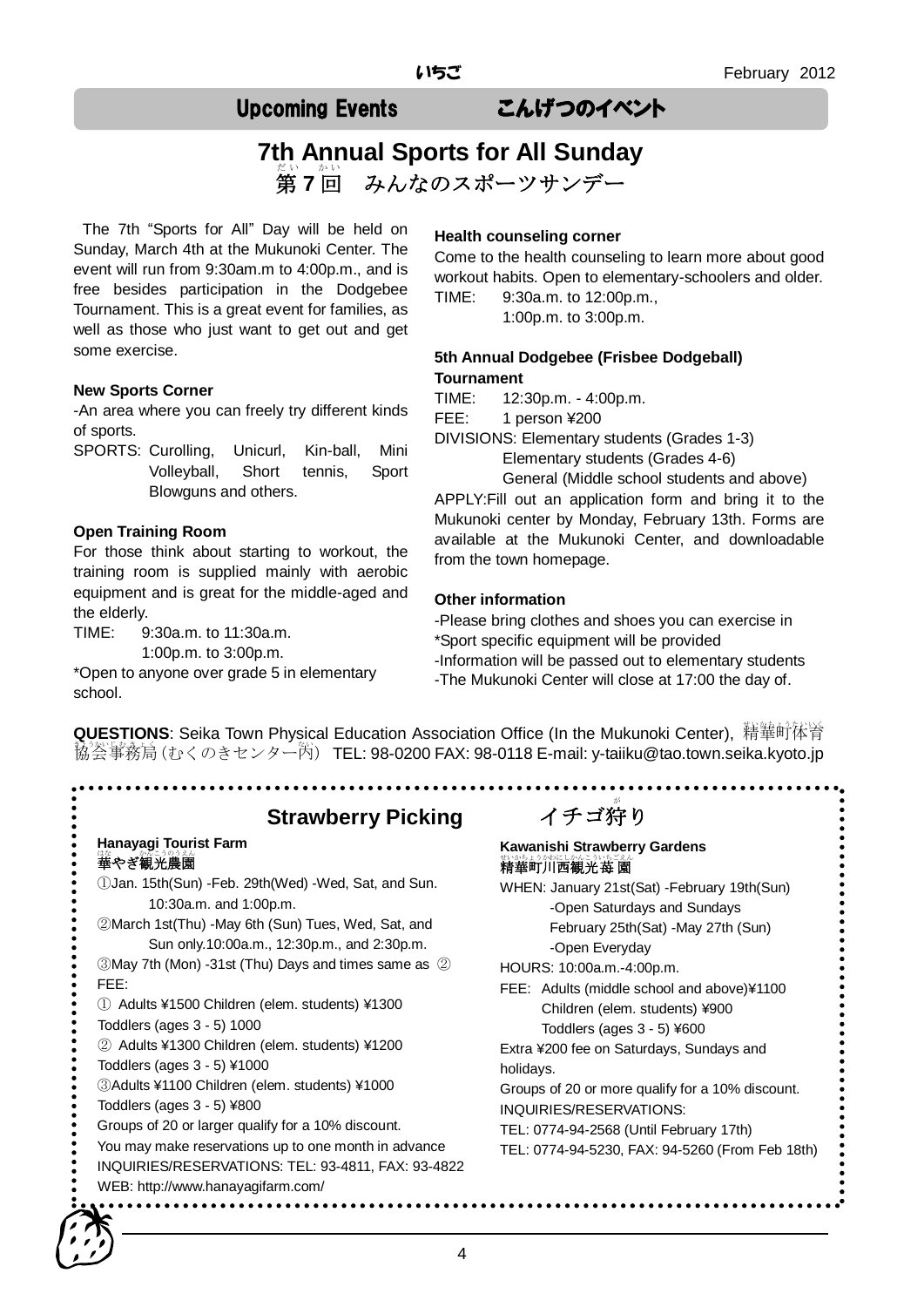## Upcoming Events　こんげつのイベント

# 7th Annual Sports for All Sunday
# 第７回　みんなのスポーツサンデー

The 7th "Sports for All" Day will be held on Sunday, March 4th at the Mukunoki Center. The event will run from 9:30am.m to 4:00p.m., and is free besides participation in the Dodgebee Tournament. This is a great event for families, as well as those who just want to get out and get some exercise.

**New Sports Corner**

-An area where you can freely try different kinds of sports.

SPORTS: Curolling, Unicurl, Kin-ball, Mini Volleyball, Short tennis, Sport Blowguns and others.

**Open Training Room**

For those think about starting to workout, the training room is supplied mainly with aerobic equipment and is great for the middle-aged and the elderly.

TIME: 9:30a.m. to 11:30a.m.
1:00p.m. to 3:00p.m.

*Open to anyone over grade 5 in elementary school.

**Health counseling corner**

Come to the health counseling to learn more about good workout habits. Open to elementary-schoolers and older.

TIME: 9:30a.m. to 12:00p.m.,
1:00p.m. to 3:00p.m.

**5th Annual Dodgebee (Frisbee Dodgeball) Tournament**

TIME: 12:30p.m. - 4:00p.m.
FEE: 1 person ¥200
DIVISIONS: Elementary students (Grades 1-3)
Elementary students (Grades 4-6)
General (Middle school students and above)

APPLY:Fill out an application form and bring it to the Mukunoki center by Monday, February 13th. Forms are available at the Mukunoki Center, and downloadable from the town homepage.

**Other information**

-Please bring clothes and shoes you can exercise in
*Sport specific equipment will be provided
-Information will be passed out to elementary students
-The Mukunoki Center will close at 17:00 the day of.

**QUESTIONS**: Seika Town Physical Education Association Office (In the Mukunoki Center), 精華町体育協会事務局（むくのきセンター内） TEL: 98-0200 FAX: 98-0118 E-mail: y-taiiku@tao.town.seika.kyoto.jp

## Strawberry Picking　イチゴ狩り

**Hanayagi Tourist Farm**
**華やぎ観光農園**

①Jan. 15th(Sun) -Feb. 29th(Wed) -Wed, Sat, and Sun. 10:30a.m. and 1:00p.m.
②March 1st(Thu) -May 6th (Sun) Tues, Wed, Sat, and Sun only.10:00a.m., 12:30p.m., and 2:30p.m.
③May 7th (Mon) -31st (Thu) Days and times same as ②

FEE:
① Adults ¥1500 Children (elem. students) ¥1300 Toddlers (ages 3 - 5) 1000
② Adults ¥1300 Children (elem. students) ¥1200 Toddlers (ages 3 - 5) ¥1000
③Adults ¥1100 Children (elem. students) ¥1000 Toddlers (ages 3 - 5) ¥800

Groups of 20 or larger qualify for a 10% discount.
You may make reservations up to one month in advance
INQUIRIES/RESERVATIONS: TEL: 93-4811, FAX: 93-4822
WEB: http://www.hanayagifarm.com/

**Kawanishi Strawberry Gardens**
**精華町川西観光苺園**

WHEN: January 21st(Sat) -February 19th(Sun)
-Open Saturdays and Sundays
February 25th(Sat) -May 27th (Sun)
-Open Everyday

HOURS: 10:00a.m.-4:00p.m.

FEE: Adults (middle school and above)¥1100
Children (elem. students) ¥900
Toddlers (ages 3 - 5) ¥600

Extra ¥200 fee on Saturdays, Sundays and holidays.
Groups of 20 or more qualify for a 10% discount.
INQUIRIES/RESERVATIONS:
TEL: 0774-94-2568 (Until February 17th)
TEL: 0774-94-5230, FAX: 94-5260 (From Feb 18th)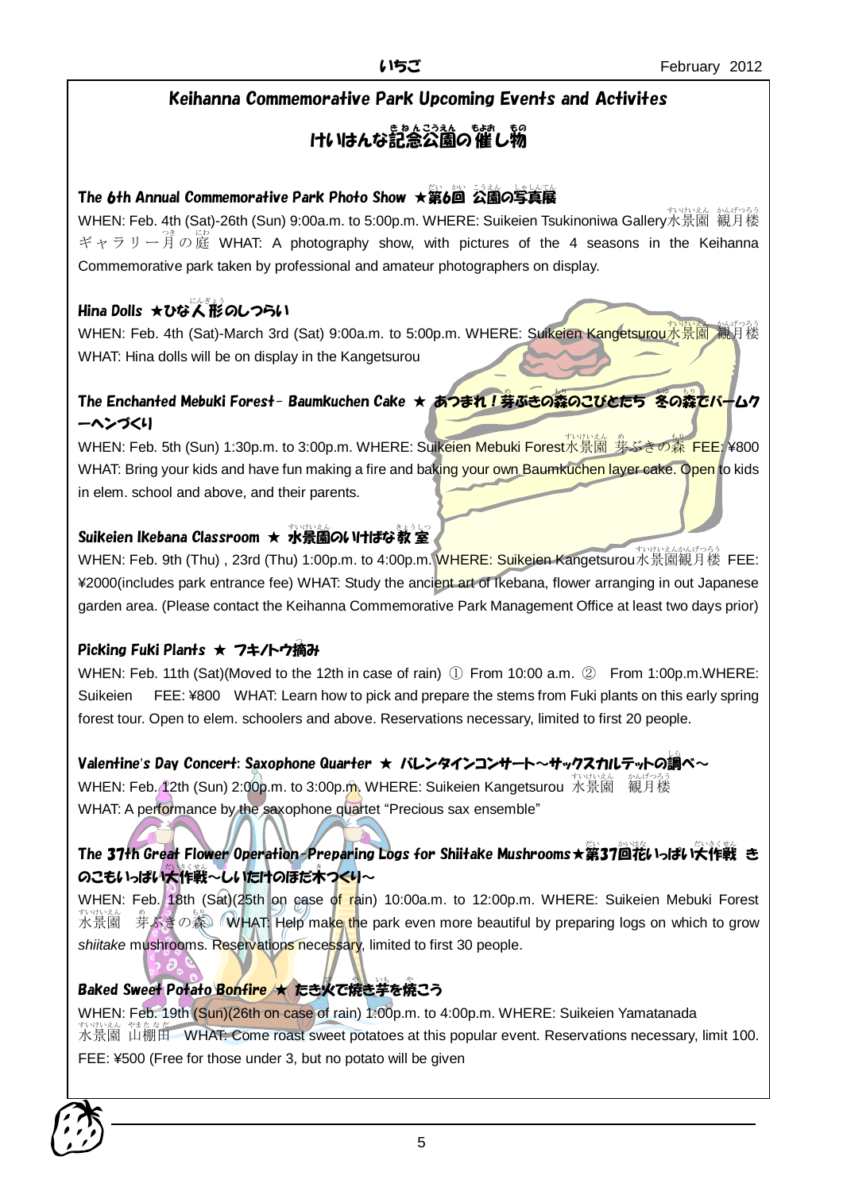# Keihanna Commemorative Park Upcoming Events and Activites

# けいはんな記念公園の催し物

### The 6th Annual Commemorative Park Photo Show ★第6回 公園の写真展

WHEN: Feb. 4th (Sat)-26th (Sun) 9:00a.m. to 5:00p.m. WHERE: Suikeien Tsukinoniwa Gallery水景園 観月楼ギャラリー月の庭 WHAT: A photography show, with pictures of the 4 seasons in the Keihanna Commemorative park taken by professional and amateur photographers on display.

### Hina Dolls ★ひな人形のしつらい

WHEN: Feb. 4th (Sat)-March 3rd (Sat) 9:00a.m. to 5:00p.m. WHERE: Suikeien Kangetsurou水景園 観月楼 WHAT: Hina dolls will be on display in the Kangetsurou

### The Enchanted Mebuki Forest- Baumkuchen Cake ★ あつまれ！芽ぶきの森のこびとたち 冬の森でバームクーヘンづくり

WHEN: Feb. 5th (Sun) 1:30p.m. to 3:00p.m. WHERE: Suikeien Mebuki Forest水景園 芽ぶきの森 FEE: ¥800 WHAT: Bring your kids and have fun making a fire and baking your own Baumkuchen layer cake. Open to kids in elem. school and above, and their parents.

### Suikeien Ikebana Classroom ★ 水景園のいけばな教室

WHEN: Feb. 9th (Thu) , 23rd (Thu) 1:00p.m. to 4:00p.m. WHERE: Suikeien Kangetsurou水景園観月楼 FEE: ¥2000(includes park entrance fee) WHAT: Study the ancient art of Ikebana, flower arranging in out Japanese garden area. (Please contact the Keihanna Commemorative Park Management Office at least two days prior)

### Picking Fuki Plants ★ フキノトウ摘み

WHEN: Feb. 11th (Sat)(Moved to the 12th in case of rain) ① From 10:00 a.m. ② From 1:00p.m.WHERE: Suikeien FEE: ¥800 WHAT: Learn how to pick and prepare the stems from Fuki plants on this early spring forest tour. Open to elem. schoolers and above. Reservations necessary, limited to first 20 people.

### Valentine's Day Concert: Saxophone Quarter ★ バレンタインコンサート～サックスカルテットの調べ～

WHEN: Feb. 12th (Sun) 2:00p.m. to 3:00p.m. WHERE: Suikeien Kangetsurou 水景園 観月楼 WHAT: A performance by the saxophone quartet "Precious sax ensemble"

### The 37th Great Flower Operation-Preparing Logs for Shiitake Mushrooms★第37回花いっぱい大作戦 きのこもいっぱい大作戦～しいたけのほだ木づくり～

WHEN: Feb. 18th (Sat)(25th on case of rain) 10:00a.m. to 12:00p.m. WHERE: Suikeien Mebuki Forest 水景園 芽ぶきの森 WHAT: Help make the park even more beautiful by preparing logs on which to grow *shiitake* mushrooms. Reservations necessary, limited to first 30 people.

### Baked Sweet Potato Bonfire ★ たき火で焼き芋を焼こう

WHEN: Feb. 19th (Sun)(26th on case of rain) 1:00p.m. to 4:00p.m. WHERE: Suikeien Yamatanada 水景園 山棚田 WHAT: Come roast sweet potatoes at this popular event. Reservations necessary, limit 100. FEE: ¥500 (Free for those under 3, but no potato will be given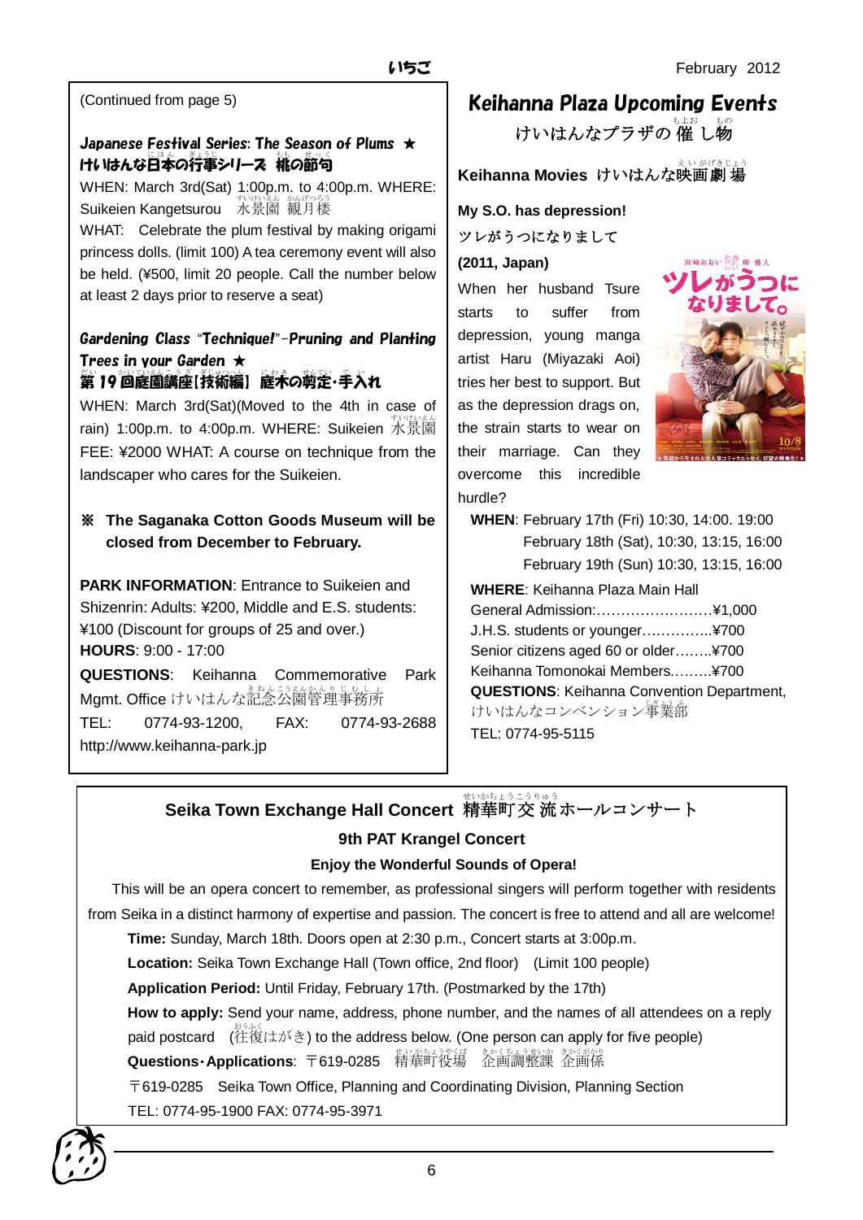(Continued from page 5)

### *Japanese Festival Series: The Season of Plums* ★
### けいはんな日本の行事シリーズ 桃の節句

WHEN: March 3rd(Sat) 1:00p.m. to 4:00p.m. WHERE: Suikeien Kangetsurou 水景園 観月楼

WHAT: Celebrate the plum festival by making origami princess dolls. (limit 100) A tea ceremony event will also be held. (¥500, limit 20 people. Call the number below at least 2 days prior to reserve a seat)

### *Gardening Class "Technique!"-Pruning and Planting Trees in your Garden* ★
### 第19回庭園講座[技術編] 庭木の剪定･手入れ

WHEN: March 3rd(Sat)(Moved to the 4th in case of rain) 1:00p.m. to 4:00p.m. WHERE: Suikeien 水景園 FEE: ¥2000 WHAT: A course on technique from the landscaper who cares for the Suikeien.

**※ The Saganaka Cotton Goods Museum will be closed from December to February.**

**PARK INFORMATION**: Entrance to Suikeien and Shizenrin: Adults: ¥200, Middle and E.S. students: ¥100 (Discount for groups of 25 and over.)
**HOURS**: 9:00 - 17:00
**QUESTIONS**: Keihanna Commemorative Park Mgmt. Office けいはんな記念公園管理事務所
TEL: 0774-93-1200, FAX: 0774-93-2688
http://www.keihanna-park.jp

## *Keihanna Plaza Upcoming Events*
## けいはんなプラザの催し物

### Keihanna Movies けいはんな映画劇場

**My S.O. has depression!**
ツレがうつになりまして
**(2011, Japan)**

When her husband Tsure starts to suffer from depression, young manga artist Haru (Miyazaki Aoi) tries her best to support. But as the depression drags on, the strain starts to wear on their marriage. Can they overcome this incredible hurdle?

**WHEN**: February 17th (Fri) 10:30, 14:00. 19:00
February 18th (Sat), 10:30, 13:15, 16:00
February 19th (Sun) 10:30, 13:15, 16:00

**WHERE**: Keihanna Plaza Main Hall
General Admission:……………………¥1,000
J.H.S. students or younger…………...¥700
Senior citizens aged 60 or older……..¥700
Keihanna Tomonokai Members………¥700
**QUESTIONS**: Keihanna Convention Department, けいはんなコンベンション事業部
TEL: 0774-95-5115

## Seika Town Exchange Hall Concert 精華町交流ホールコンサート

### 9th PAT Krangel Concert

**Enjoy the Wonderful Sounds of Opera!**

This will be an opera concert to remember, as professional singers will perform together with residents from Seika in a distinct harmony of expertise and passion. The concert is free to attend and all are welcome!

**Time:** Sunday, March 18th. Doors open at 2:30 p.m., Concert starts at 3:00p.m.
**Location:** Seika Town Exchange Hall (Town office, 2nd floor) (Limit 100 people)
**Application Period:** Until Friday, February 17th. (Postmarked by the 17th)
**How to apply:** Send your name, address, phone number, and the names of all attendees on a reply paid postcard (往復はがき) to the address below. (One person can apply for five people)
**Questions･Applications**: 〒619-0285 精華町役場 企画調整課 企画係
〒619-0285 Seika Town Office, Planning and Coordinating Division, Planning Section
TEL: 0774-95-1900 FAX: 0774-95-3971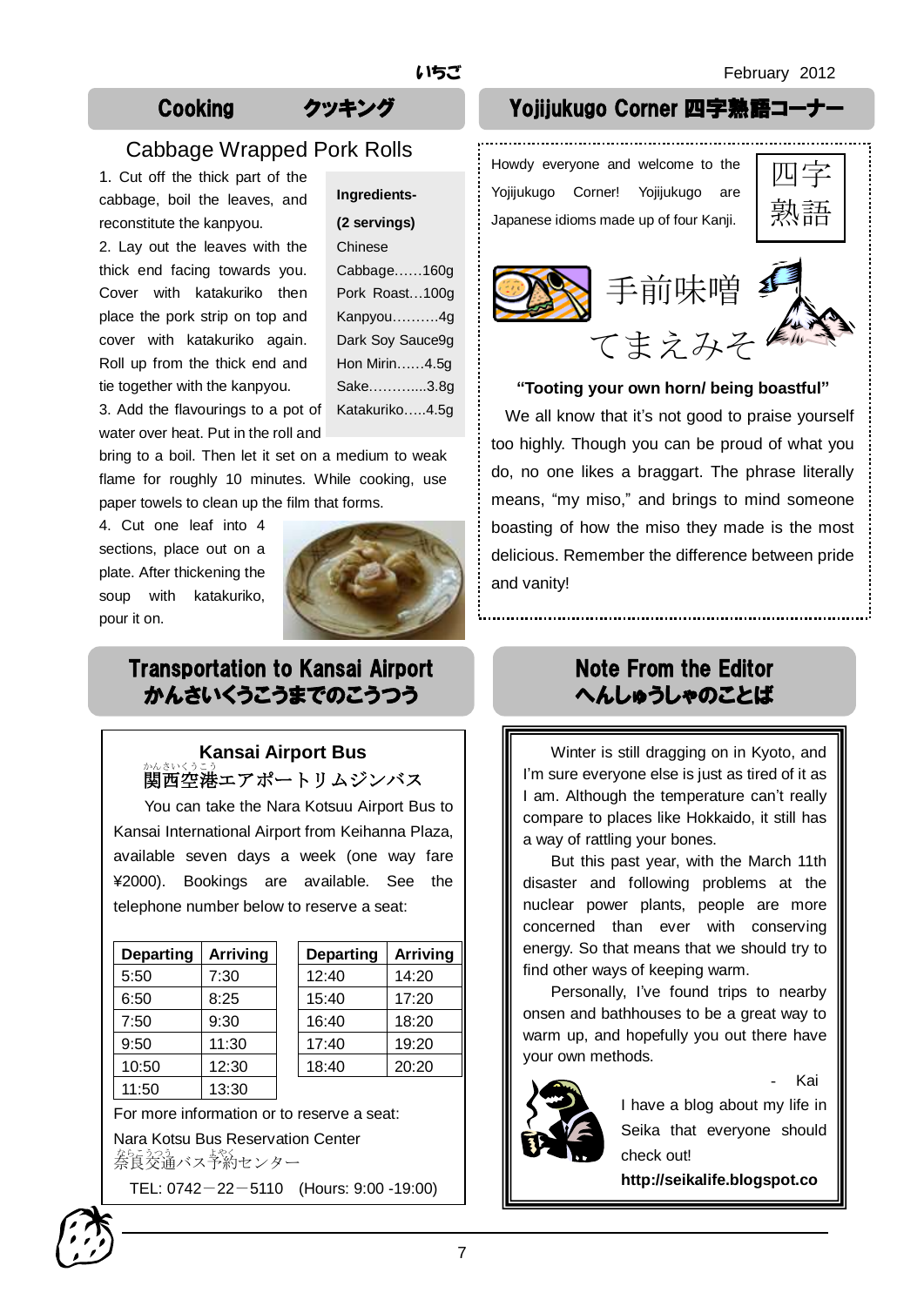## Cooking クッキング

### Cabbage Wrapped Pork Rolls

**Ingredients-**
**(2 servings)**

- Chinese Cabbage……160g
- Pork Roast…100g
- Kanpyou……….4g
- Dark Soy Sauce9g
- Hon Mirin……4.5g
- Sake………....3.8g
- Katakuriko…..4.5g

1. Cut off the thick part of the cabbage, boil the leaves, and reconstitute the kanpyou.
2. Lay out the leaves with the thick end facing towards you. Cover with katakuriko then place the pork strip on top and cover with katakuriko again. Roll up from the thick end and tie together with the kanpyou.
3. Add the flavourings to a pot of water over heat. Put in the roll and bring to a boil. Then let it set on a medium to weak flame for roughly 10 minutes. While cooking, use paper towels to clean up the film that forms.
4. Cut one leaf into 4 sections, place out on a plate. After thickening the soup with katakuriko, pour it on.

## Yojijukugo Corner 四字熟語コーナー

Howdy everyone and welcome to the Yojijukugo Corner! Yojijukugo are Japanese idioms made up of four Kanji.

四字熟語

手前味噌
てまえみそ

**"Tooting your own horn/ being boastful"**

We all know that it's not good to praise yourself too highly. Though you can be proud of what you do, no one likes a braggart. The phrase literally means, "my miso," and brings to mind someone boasting of how the miso they made is the most delicious. Remember the difference between pride and vanity!

## Transportation to Kansai Airport かんさいくうこうまでのこうつう

### Kansai Airport Bus

関西空港(かんさいくうこう)エアポートリムジンバス

You can take the Nara Kotsuu Airport Bus to Kansai International Airport from Keihanna Plaza, available seven days a week (one way fare ¥2000). Bookings are available. See the telephone number below to reserve a seat:

| Departing | Arriving |
|---|---|
| 5:50 | 7:30 |
| 6:50 | 8:25 |
| 7:50 | 9:30 |
| 9:50 | 11:30 |
| 10:50 | 12:30 |
| 11:50 | 13:30 |

| Departing | Arriving |
|---|---|
| 12:40 | 14:20 |
| 15:40 | 17:20 |
| 16:40 | 18:20 |
| 17:40 | 19:20 |
| 18:40 | 20:20 |

For more information or to reserve a seat:

Nara Kotsu Bus Reservation Center
奈良交通(ならこうつう)バス予約(よやく)センター

TEL: 0742－22－5110 (Hours: 9:00 -19:00)

## Note From the Editor へんしゅうしゃのことば

Winter is still dragging on in Kyoto, and I'm sure everyone else is just as tired of it as I am. Although the temperature can't really compare to places like Hokkaido, it still has a way of rattling your bones.

But this past year, with the March 11th disaster and following problems at the nuclear power plants, people are more concerned than ever with conserving energy. So that means that we should try to find other ways of keeping warm.

Personally, I've found trips to nearby onsen and bathhouses to be a great way to warm up, and hopefully you out there have your own methods.

\- Kai

I have a blog about my life in Seika that everyone should check out!

**http://seikalife.blogspot.co**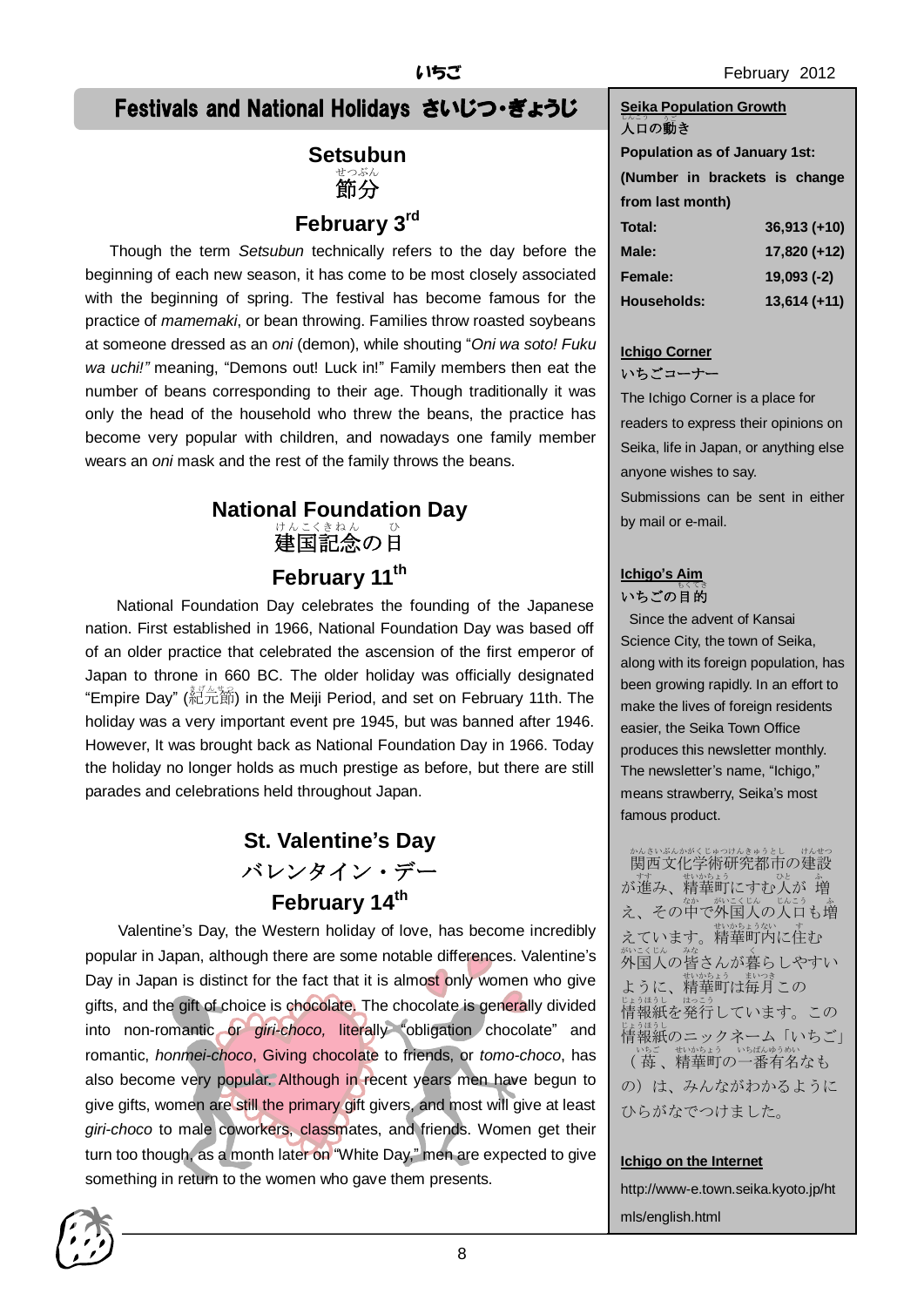## Festivals and National Holidays さいじつ・ぎょうじ

### Setsubun

節分

### February 3rd

Though the term *Setsubun* technically refers to the day before the beginning of each new season, it has come to be most closely associated with the beginning of spring. The festival has become famous for the practice of *mamemaki*, or bean throwing. Families throw roasted soybeans at someone dressed as an *oni* (demon), while shouting "*Oni wa soto! Fuku wa uchi!*" meaning, "Demons out! Luck in!" Family members then eat the number of beans corresponding to their age. Though traditionally it was only the head of the household who threw the beans, the practice has become very popular with children, and nowadays one family member wears an *oni* mask and the rest of the family throws the beans.

### National Foundation Day

建国記念の日

### February 11th

National Foundation Day celebrates the founding of the Japanese nation. First established in 1966, National Foundation Day was based off of an older practice that celebrated the ascension of the first emperor of Japan to throne in 660 BC. The older holiday was officially designated "Empire Day" (紀元節) in the Meiji Period, and set on February 11th. The holiday was a very important event pre 1945, but was banned after 1946. However, It was brought back as National Foundation Day in 1966. Today the holiday no longer holds as much prestige as before, but there are still parades and celebrations held throughout Japan.

### St. Valentine's Day

バレンタイン・デー

### February 14th

Valentine's Day, the Western holiday of love, has become incredibly popular in Japan, although there are some notable differences. Valentine's Day in Japan is distinct for the fact that it is almost only women who give gifts, and the gift of choice is chocolate. The chocolate is generally divided into non-romantic or *giri-choco,* literally "obligation chocolate" and romantic, *honmei-choco*, Giving chocolate to friends, or *tomo-choco*, has also become very popular. Although in recent years men have begun to give gifts, women are still the primary gift givers, and most will give at least *giri-choco* to male coworkers, classmates, and friends. Women get their turn too though, as a month later on "White Day," men are expected to give something in return to the women who gave them presents.

---

**Seika Population Growth**

人口の動き

**Population as of January 1st:**

**(Number in brackets is change from last month)**

| | |
|---|---|
| **Total:** | **36,913 (+10)** |
| **Male:** | **17,820 (+12)** |
| **Female:** | **19,093 (-2)** |
| **Households:** | **13,614 (+11)** |

**Ichigo Corner**

いちごコーナー

The Ichigo Corner is a place for readers to express their opinions on Seika, life in Japan, or anything else anyone wishes to say.

Submissions can be sent in either by mail or e-mail.

**Ichigo's Aim**

いちごの目的

Since the advent of Kansai Science City, the town of Seika, along with its foreign population, has been growing rapidly. In an effort to make the lives of foreign residents easier, the Seika Town Office produces this newsletter monthly. The newsletter's name, "Ichigo," means strawberry, Seika's most famous product.

関西文化学術研究都市の建設が進み、精華町にすむ人が増え、その中で外国人の人口も増えています。精華町内に住む外国人の皆さんが暮らしやすいように、精華町は毎月この情報紙を発行しています。この情報紙のニックネーム「いちご」（苺、精華町の一番有名なもの）は、みんながわかるようにひらがなでつけました。

**Ichigo on the Internet**

http://www-e.town.seika.kyoto.jp/htmls/english.html